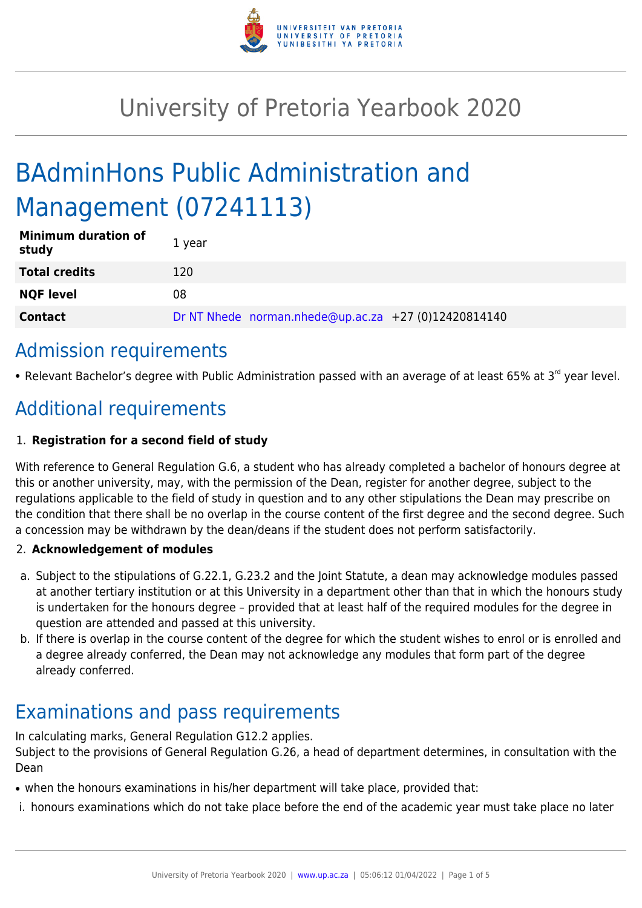# University of Pretoria Yearbook 2020

# BAdminHons Public Administration and Management (07241113)

| | |
|---|---|
| **Minimum duration of study** | 1 year |
| **Total credits** | 120 |
| **NQF level** | 08 |
| **Contact** | Dr NT Nhede norman.nhede@up.ac.za +27 (0)12420814140 |

## Admission requirements

- Relevant Bachelor's degree with Public Administration passed with an average of at least 65% at 3rd year level.

## Additional requirements

1. **Registration for a second field of study**

With reference to General Regulation G.6, a student who has already completed a bachelor of honours degree at this or another university, may, with the permission of the Dean, register for another degree, subject to the regulations applicable to the field of study in question and to any other stipulations the Dean may prescribe on the condition that there shall be no overlap in the course content of the first degree and the second degree. Such a concession may be withdrawn by the dean/deans if the student does not perform satisfactorily.

2. **Acknowledgement of modules**

a. Subject to the stipulations of G.22.1, G.23.2 and the Joint Statute, a dean may acknowledge modules passed at another tertiary institution or at this University in a department other than that in which the honours study is undertaken for the honours degree – provided that at least half of the required modules for the degree in question are attended and passed at this university.

b. If there is overlap in the course content of the degree for which the student wishes to enrol or is enrolled and a degree already conferred, the Dean may not acknowledge any modules that form part of the degree already conferred.

## Examinations and pass requirements

In calculating marks, General Regulation G12.2 applies.
Subject to the provisions of General Regulation G.26, a head of department determines, in consultation with the Dean

- when the honours examinations in his/her department will take place, provided that:

i. honours examinations which do not take place before the end of the academic year must take place no later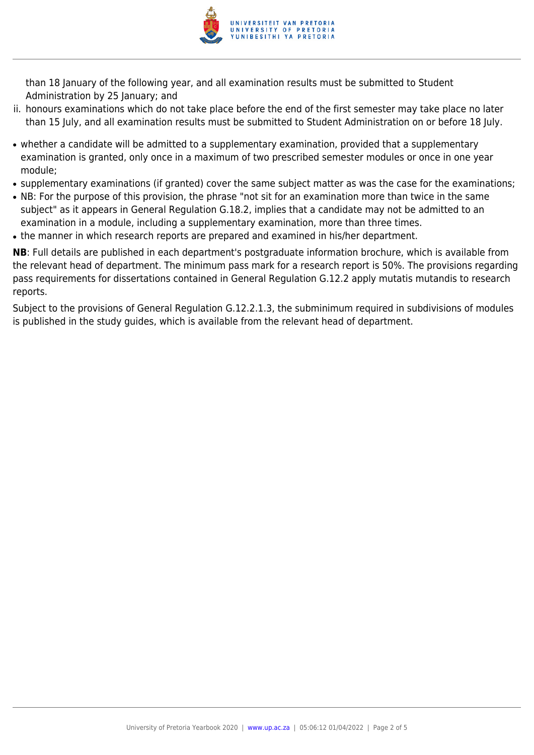than 18 January of the following year, and all examination results must be submitted to Student Administration by 25 January; and

ii. honours examinations which do not take place before the end of the first semester may take place no later than 15 July, and all examination results must be submitted to Student Administration on or before 18 July.

- whether a candidate will be admitted to a supplementary examination, provided that a supplementary examination is granted, only once in a maximum of two prescribed semester modules or once in one year module;
- supplementary examinations (if granted) cover the same subject matter as was the case for the examinations;
- NB: For the purpose of this provision, the phrase "not sit for an examination more than twice in the same subject" as it appears in General Regulation G.18.2, implies that a candidate may not be admitted to an examination in a module, including a supplementary examination, more than three times.
- the manner in which research reports are prepared and examined in his/her department.

**NB**: Full details are published in each department's postgraduate information brochure, which is available from the relevant head of department. The minimum pass mark for a research report is 50%. The provisions regarding pass requirements for dissertations contained in General Regulation G.12.2 apply mutatis mutandis to research reports.

Subject to the provisions of General Regulation G.12.2.1.3, the subminimum required in subdivisions of modules is published in the study guides, which is available from the relevant head of department.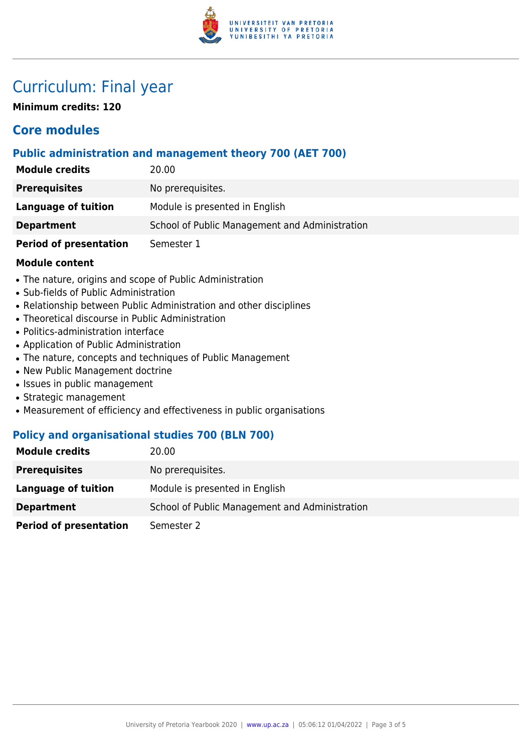# Curriculum: Final year

**Minimum credits: 120**

## Core modules

### Public administration and management theory 700 (AET 700)

| | |
|---|---|
| **Module credits** | 20.00 |
| **Prerequisites** | No prerequisites. |
| **Language of tuition** | Module is presented in English |
| **Department** | School of Public Management and Administration |
| **Period of presentation** | Semester 1 |

**Module content**

- The nature, origins and scope of Public Administration
- Sub-fields of Public Administration
- Relationship between Public Administration and other disciplines
- Theoretical discourse in Public Administration
- Politics-administration interface
- Application of Public Administration
- The nature, concepts and techniques of Public Management
- New Public Management doctrine
- Issues in public management
- Strategic management
- Measurement of efficiency and effectiveness in public organisations

### Policy and organisational studies 700 (BLN 700)

| | |
|---|---|
| **Module credits** | 20.00 |
| **Prerequisites** | No prerequisites. |
| **Language of tuition** | Module is presented in English |
| **Department** | School of Public Management and Administration |
| **Period of presentation** | Semester 2 |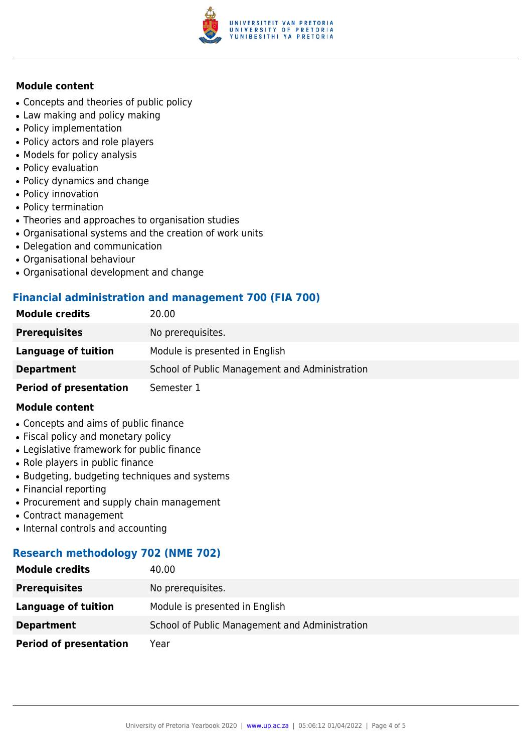**Module content**

- Concepts and theories of public policy
- Law making and policy making
- Policy implementation
- Policy actors and role players
- Models for policy analysis
- Policy evaluation
- Policy dynamics and change
- Policy innovation
- Policy termination
- Theories and approaches to organisation studies
- Organisational systems and the creation of work units
- Delegation and communication
- Organisational behaviour
- Organisational development and change

### Financial administration and management 700 (FIA 700)

| | |
|---|---|
| **Module credits** | 20.00 |
| **Prerequisites** | No prerequisites. |
| **Language of tuition** | Module is presented in English |
| **Department** | School of Public Management and Administration |
| **Period of presentation** | Semester 1 |

**Module content**

- Concepts and aims of public finance
- Fiscal policy and monetary policy
- Legislative framework for public finance
- Role players in public finance
- Budgeting, budgeting techniques and systems
- Financial reporting
- Procurement and supply chain management
- Contract management
- Internal controls and accounting

### Research methodology 702 (NME 702)

| | |
|---|---|
| **Module credits** | 40.00 |
| **Prerequisites** | No prerequisites. |
| **Language of tuition** | Module is presented in English |
| **Department** | School of Public Management and Administration |
| **Period of presentation** | Year |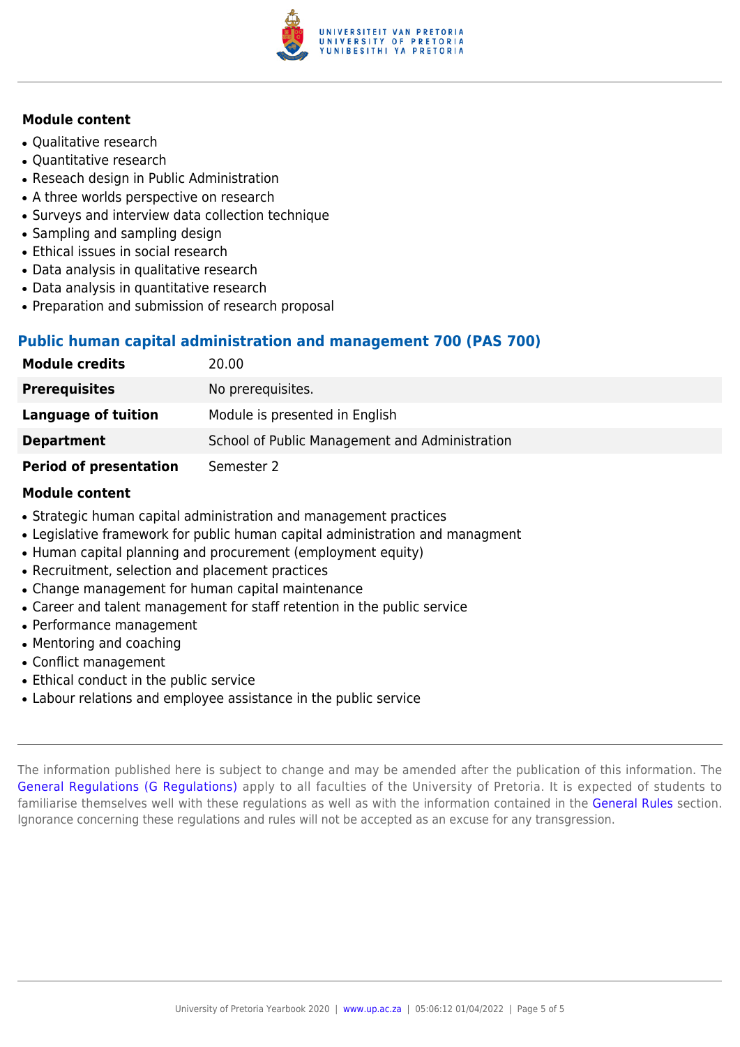#### Module content

- Qualitative research
- Quantitative research
- Reseach design in Public Administration
- A three worlds perspective on research
- Surveys and interview data collection technique
- Sampling and sampling design
- Ethical issues in social research
- Data analysis in qualitative research
- Data analysis in quantitative research
- Preparation and submission of research proposal

### Public human capital administration and management 700 (PAS 700)

| | |
|---|---|
| **Module credits** | 20.00 |
| **Prerequisites** | No prerequisites. |
| **Language of tuition** | Module is presented in English |
| **Department** | School of Public Management and Administration |
| **Period of presentation** | Semester 2 |

#### Module content

- Strategic human capital administration and management practices
- Legislative framework for public human capital administration and managment
- Human capital planning and procurement (employment equity)
- Recruitment, selection and placement practices
- Change management for human capital maintenance
- Career and talent management for staff retention in the public service
- Performance management
- Mentoring and coaching
- Conflict management
- Ethical conduct in the public service
- Labour relations and employee assistance in the public service

The information published here is subject to change and may be amended after the publication of this information. The General Regulations (G Regulations) apply to all faculties of the University of Pretoria. It is expected of students to familiarise themselves well with these regulations as well as with the information contained in the General Rules section. Ignorance concerning these regulations and rules will not be accepted as an excuse for any transgression.